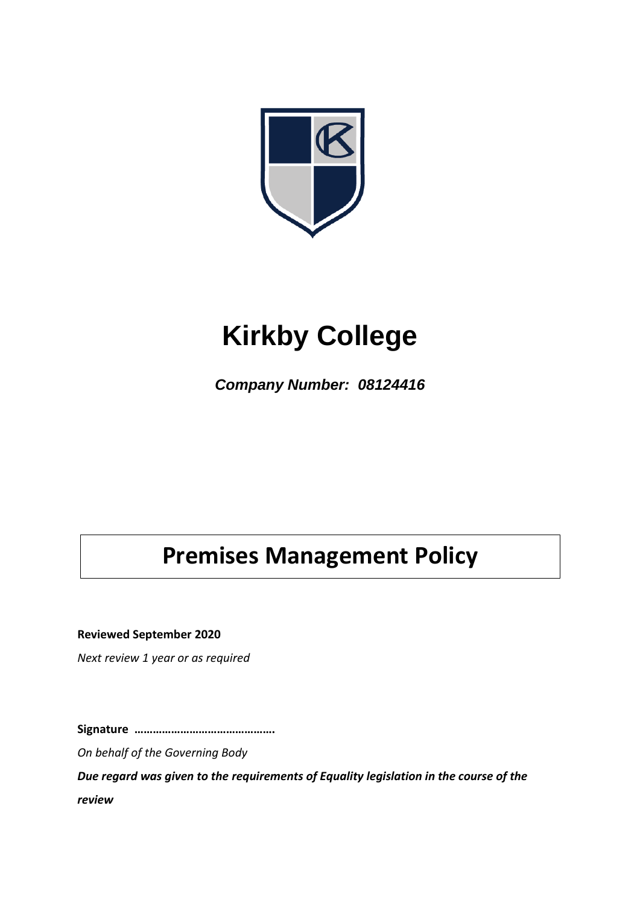# Kirkby College

***Company Number: 08124416***

## Premises Management Policy

**Reviewed September 2020**

*Next review 1 year or as required*

**Signature ……………………………………….**

*On behalf of the Governing Body*

***Due regard was given to the requirements of Equality legislation in the course of the review***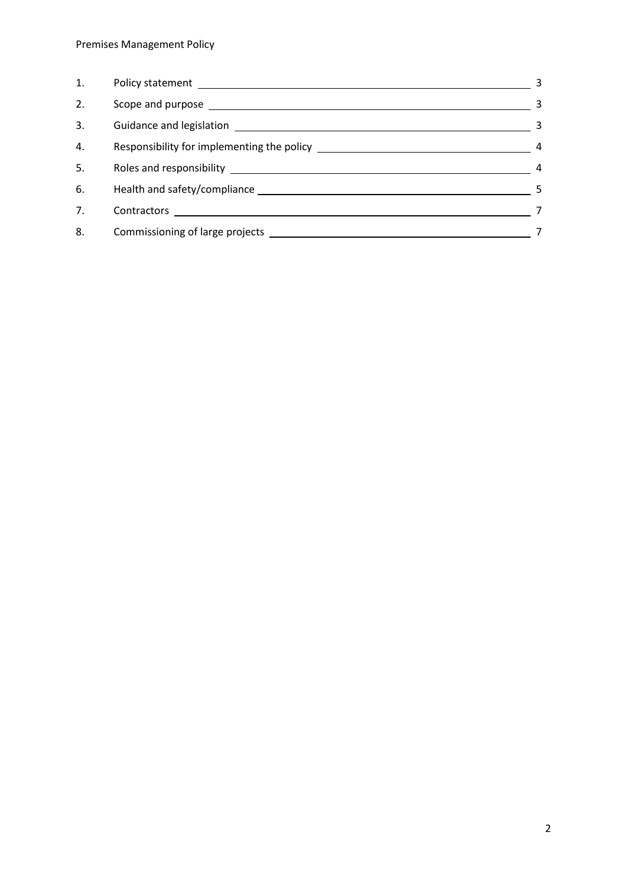| | | |
|---|---|---|
| 1. | Policy statement | 3 |
| 2. | Scope and purpose | 3 |
| 3. | Guidance and legislation | 3 |
| 4. | Responsibility for implementing the policy | 4 |
| 5. | Roles and responsibility | 4 |
| 6. | Health and safety/compliance | 5 |
| 7. | Contractors | 7 |
| 8. | Commissioning of large projects | 7 |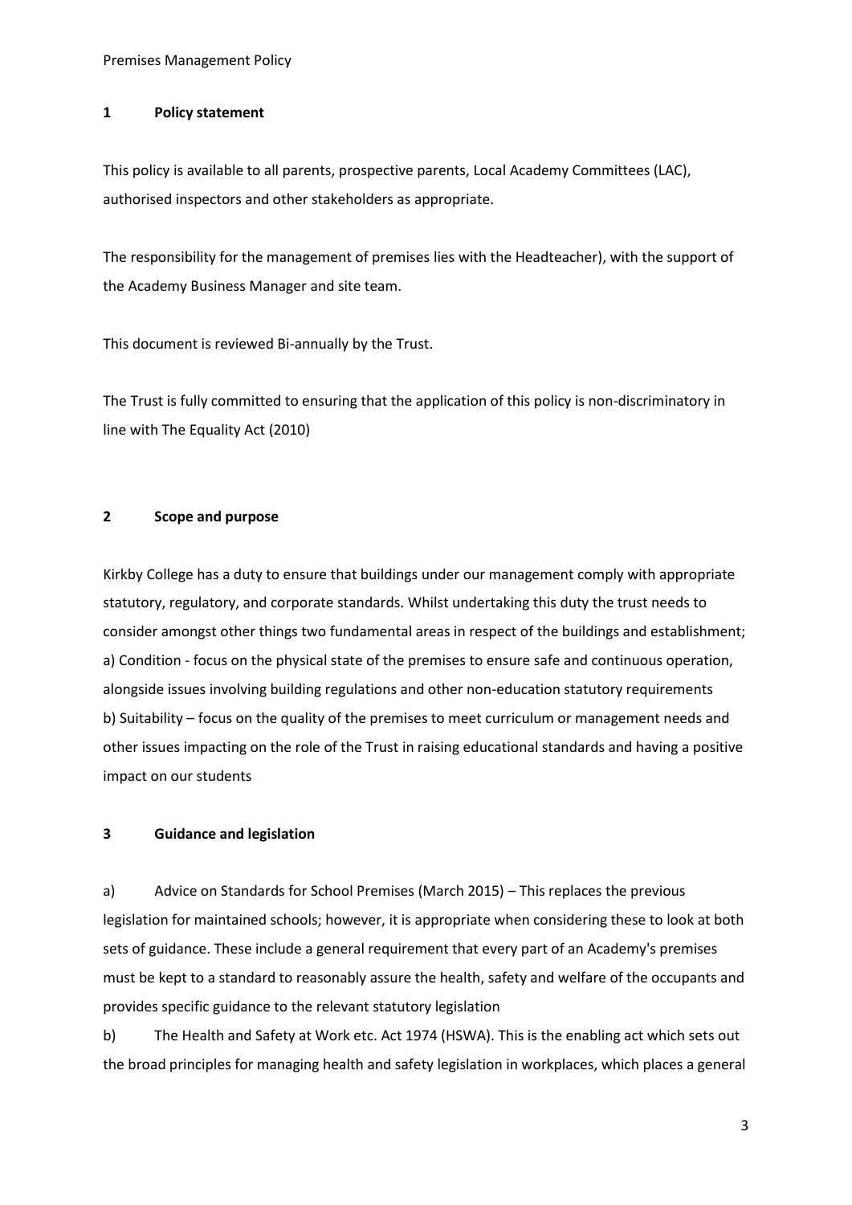## 1 Policy statement

This policy is available to all parents, prospective parents, Local Academy Committees (LAC), authorised inspectors and other stakeholders as appropriate.

The responsibility for the management of premises lies with the Headteacher), with the support of the Academy Business Manager and site team.

This document is reviewed Bi-annually by the Trust.

The Trust is fully committed to ensuring that the application of this policy is non-discriminatory in line with The Equality Act (2010)

## 2 Scope and purpose

Kirkby College has a duty to ensure that buildings under our management comply with appropriate statutory, regulatory, and corporate standards. Whilst undertaking this duty the trust needs to consider amongst other things two fundamental areas in respect of the buildings and establishment;
a) Condition - focus on the physical state of the premises to ensure safe and continuous operation, alongside issues involving building regulations and other non-education statutory requirements
b) Suitability – focus on the quality of the premises to meet curriculum or management needs and other issues impacting on the role of the Trust in raising educational standards and having a positive impact on our students

## 3 Guidance and legislation

a) Advice on Standards for School Premises (March 2015) – This replaces the previous legislation for maintained schools; however, it is appropriate when considering these to look at both sets of guidance. These include a general requirement that every part of an Academy's premises must be kept to a standard to reasonably assure the health, safety and welfare of the occupants and provides specific guidance to the relevant statutory legislation

b) The Health and Safety at Work etc. Act 1974 (HSWA). This is the enabling act which sets out the broad principles for managing health and safety legislation in workplaces, which places a general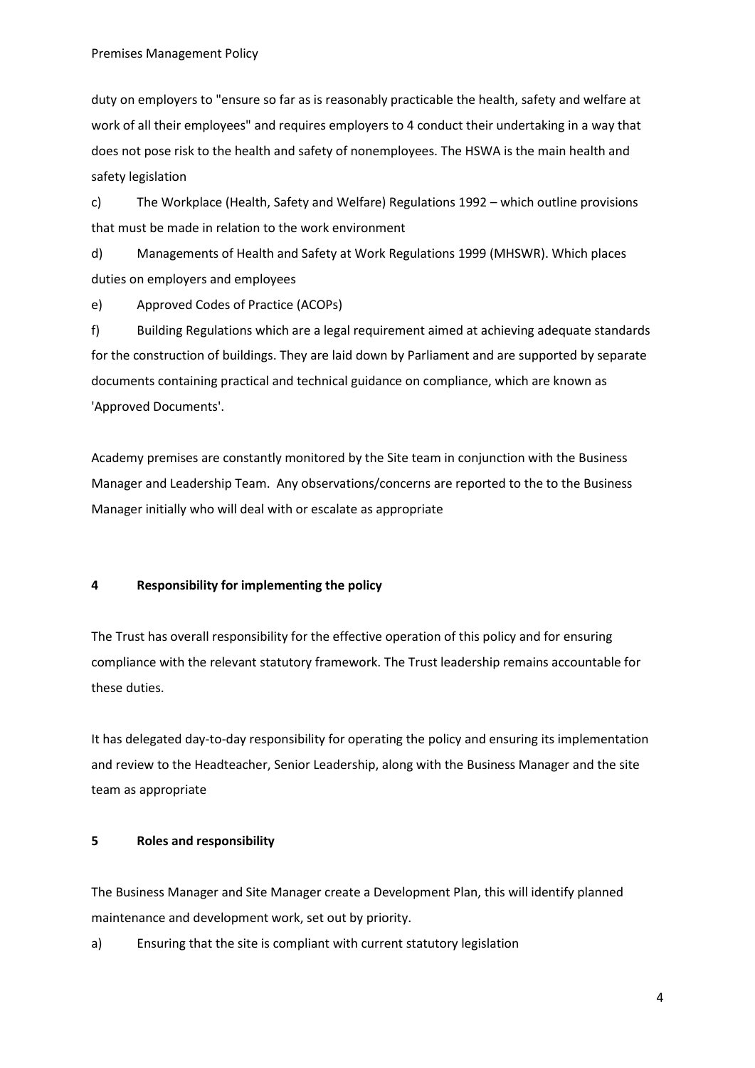duty on employers to "ensure so far as is reasonably practicable the health, safety and welfare at work of all their employees" and requires employers to 4 conduct their undertaking in a way that does not pose risk to the health and safety of nonemployees. The HSWA is the main health and safety legislation

c) The Workplace (Health, Safety and Welfare) Regulations 1992 – which outline provisions that must be made in relation to the work environment

d) Managements of Health and Safety at Work Regulations 1999 (MHSWR). Which places duties on employers and employees

e) Approved Codes of Practice (ACOPs)

f) Building Regulations which are a legal requirement aimed at achieving adequate standards for the construction of buildings. They are laid down by Parliament and are supported by separate documents containing practical and technical guidance on compliance, which are known as 'Approved Documents'.

Academy premises are constantly monitored by the Site team in conjunction with the Business Manager and Leadership Team. Any observations/concerns are reported to the to the Business Manager initially who will deal with or escalate as appropriate

## 4 Responsibility for implementing the policy

The Trust has overall responsibility for the effective operation of this policy and for ensuring compliance with the relevant statutory framework. The Trust leadership remains accountable for these duties.

It has delegated day-to-day responsibility for operating the policy and ensuring its implementation and review to the Headteacher, Senior Leadership, along with the Business Manager and the site team as appropriate

## 5 Roles and responsibility

The Business Manager and Site Manager create a Development Plan, this will identify planned maintenance and development work, set out by priority.

a) Ensuring that the site is compliant with current statutory legislation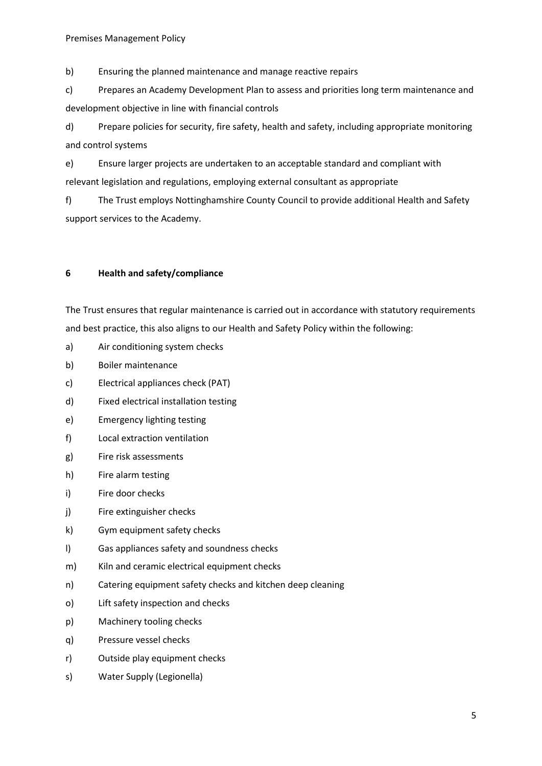b) Ensuring the planned maintenance and manage reactive repairs

c) Prepares an Academy Development Plan to assess and priorities long term maintenance and development objective in line with financial controls

d) Prepare policies for security, fire safety, health and safety, including appropriate monitoring and control systems

e) Ensure larger projects are undertaken to an acceptable standard and compliant with relevant legislation and regulations, employing external consultant as appropriate

f) The Trust employs Nottinghamshire County Council to provide additional Health and Safety support services to the Academy.

## 6 Health and safety/compliance

The Trust ensures that regular maintenance is carried out in accordance with statutory requirements and best practice, this also aligns to our Health and Safety Policy within the following:

a) Air conditioning system checks

b) Boiler maintenance

c) Electrical appliances check (PAT)

d) Fixed electrical installation testing

e) Emergency lighting testing

f) Local extraction ventilation

g) Fire risk assessments

h) Fire alarm testing

i) Fire door checks

j) Fire extinguisher checks

k) Gym equipment safety checks

l) Gas appliances safety and soundness checks

m) Kiln and ceramic electrical equipment checks

n) Catering equipment safety checks and kitchen deep cleaning

o) Lift safety inspection and checks

p) Machinery tooling checks

q) Pressure vessel checks

r) Outside play equipment checks

s) Water Supply (Legionella)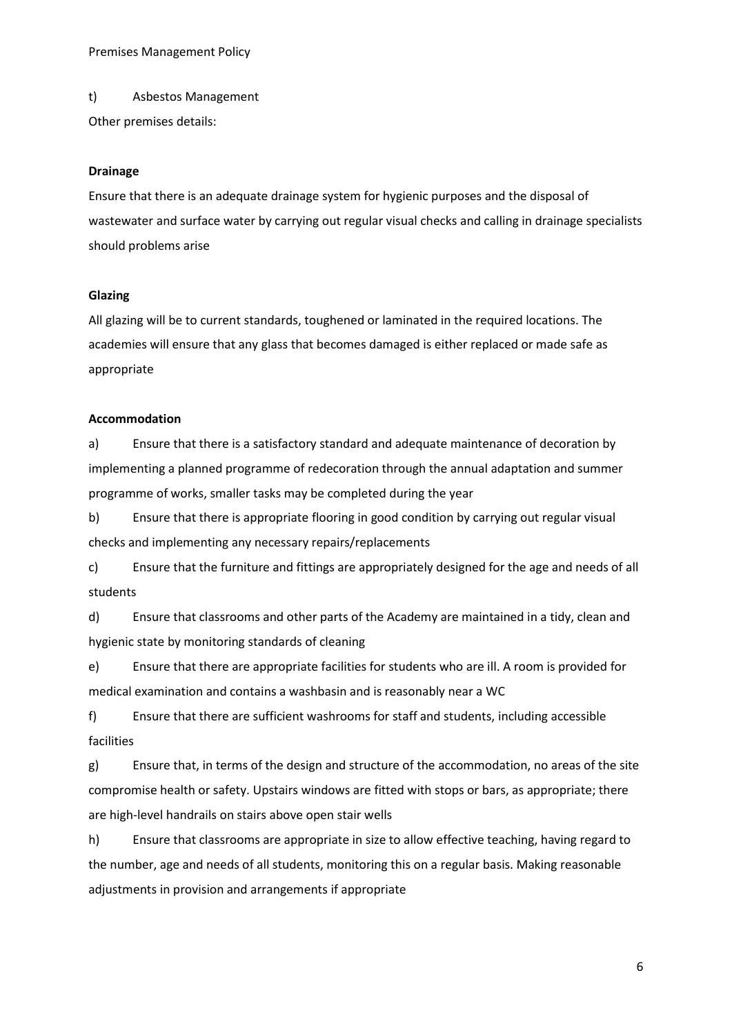t) Asbestos Management

Other premises details:

**Drainage**

Ensure that there is an adequate drainage system for hygienic purposes and the disposal of wastewater and surface water by carrying out regular visual checks and calling in drainage specialists should problems arise

**Glazing**

All glazing will be to current standards, toughened or laminated in the required locations. The academies will ensure that any glass that becomes damaged is either replaced or made safe as appropriate

**Accommodation**

a) Ensure that there is a satisfactory standard and adequate maintenance of decoration by implementing a planned programme of redecoration through the annual adaptation and summer programme of works, smaller tasks may be completed during the year

b) Ensure that there is appropriate flooring in good condition by carrying out regular visual checks and implementing any necessary repairs/replacements

c) Ensure that the furniture and fittings are appropriately designed for the age and needs of all students

d) Ensure that classrooms and other parts of the Academy are maintained in a tidy, clean and hygienic state by monitoring standards of cleaning

e) Ensure that there are appropriate facilities for students who are ill. A room is provided for medical examination and contains a washbasin and is reasonably near a WC

f) Ensure that there are sufficient washrooms for staff and students, including accessible facilities

g) Ensure that, in terms of the design and structure of the accommodation, no areas of the site compromise health or safety. Upstairs windows are fitted with stops or bars, as appropriate; there are high-level handrails on stairs above open stair wells

h) Ensure that classrooms are appropriate in size to allow effective teaching, having regard to the number, age and needs of all students, monitoring this on a regular basis. Making reasonable adjustments in provision and arrangements if appropriate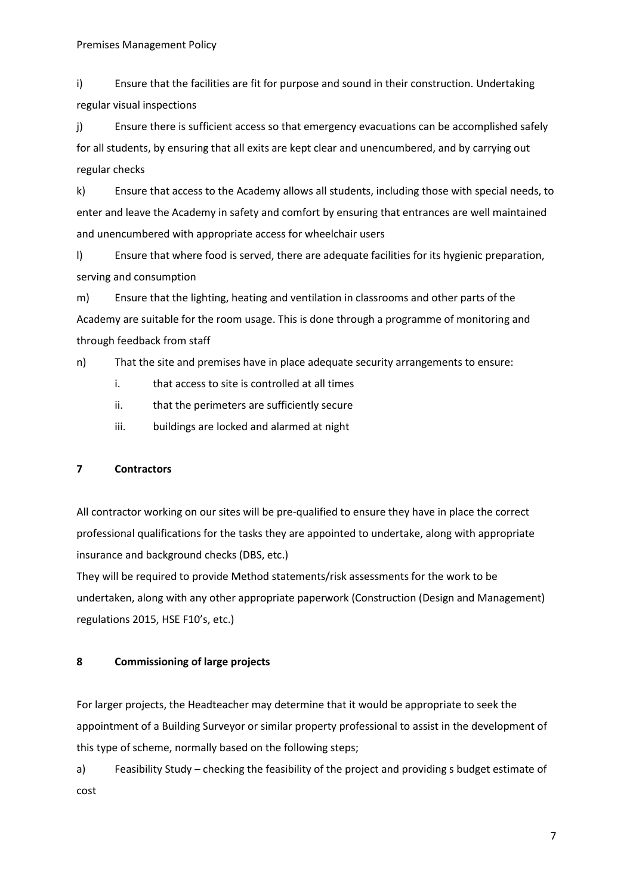i) Ensure that the facilities are fit for purpose and sound in their construction. Undertaking regular visual inspections

j) Ensure there is sufficient access so that emergency evacuations can be accomplished safely for all students, by ensuring that all exits are kept clear and unencumbered, and by carrying out regular checks

k) Ensure that access to the Academy allows all students, including those with special needs, to enter and leave the Academy in safety and comfort by ensuring that entrances are well maintained and unencumbered with appropriate access for wheelchair users

l) Ensure that where food is served, there are adequate facilities for its hygienic preparation, serving and consumption

m) Ensure that the lighting, heating and ventilation in classrooms and other parts of the Academy are suitable for the room usage. This is done through a programme of monitoring and through feedback from staff

n) That the site and premises have in place adequate security arrangements to ensure:

   i. that access to site is controlled at all times
   ii. that the perimeters are sufficiently secure
   iii. buildings are locked and alarmed at night

## 7 Contractors

All contractor working on our sites will be pre-qualified to ensure they have in place the correct professional qualifications for the tasks they are appointed to undertake, along with appropriate insurance and background checks (DBS, etc.)

They will be required to provide Method statements/risk assessments for the work to be undertaken, along with any other appropriate paperwork (Construction (Design and Management) regulations 2015, HSE F10's, etc.)

## 8 Commissioning of large projects

For larger projects, the Headteacher may determine that it would be appropriate to seek the appointment of a Building Surveyor or similar property professional to assist in the development of this type of scheme, normally based on the following steps;

a) Feasibility Study – checking the feasibility of the project and providing s budget estimate of cost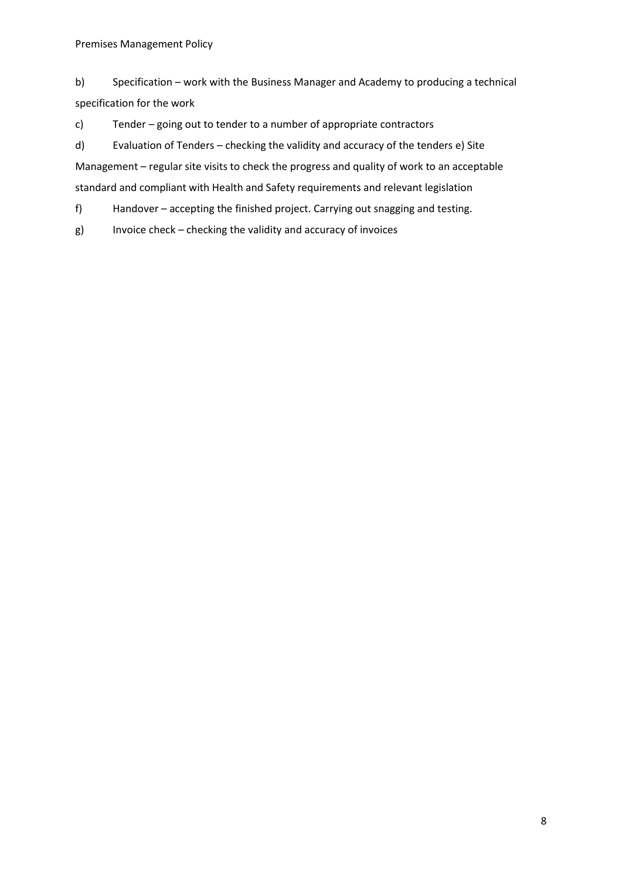b) Specification – work with the Business Manager and Academy to producing a technical specification for the work

c) Tender – going out to tender to a number of appropriate contractors

d) Evaluation of Tenders – checking the validity and accuracy of the tenders e) Site Management – regular site visits to check the progress and quality of work to an acceptable standard and compliant with Health and Safety requirements and relevant legislation

f) Handover – accepting the finished project. Carrying out snagging and testing.

g) Invoice check – checking the validity and accuracy of invoices